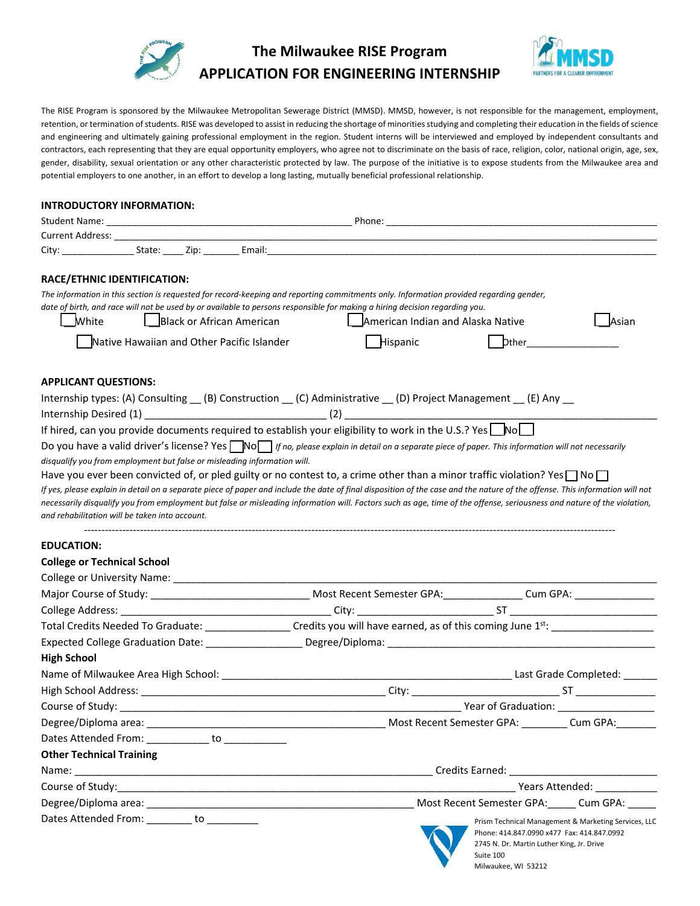# The Milwaukee RISE Program
# APPLICATION FOR ENGINEERING INTERNSHIP

The RISE Program is sponsored by the Milwaukee Metropolitan Sewerage District (MMSD). MMSD, however, is not responsible for the management, employment, retention, or termination of students. RISE was developed to assist in reducing the shortage of minorities studying and completing their education in the fields of science and engineering and ultimately gaining professional employment in the region. Student interns will be interviewed and employed by independent consultants and contractors, each representing that they are equal opportunity employers, who agree not to discriminate on the basis of race, religion, color, national origin, age, sex, gender, disability, sexual orientation or any other characteristic protected by law. The purpose of the initiative is to expose students from the Milwaukee area and potential employers to one another, in an effort to develop a long lasting, mutually beneficial professional relationship.

**INTRODUCTORY INFORMATION:**

Student Name: ______________________________________________ Phone: ____________________________________________________

Current Address: ____________________________________________________________________________________________________

City: ______________ State: ____ Zip: _______ Email:_________________________________________________________________________

**RACE/ETHNIC IDENTIFICATION:**

*The information in this section is requested for record-keeping and reporting commitments only. Information provided regarding gender, date of birth, and race will not be used by or available to persons responsible for making a hiring decision regarding you.*

☐ White ☐ Black or African American ☐ American Indian and Alaska Native ☐ Asian

☐ Native Hawaiian and Other Pacific Islander ☐ Hispanic ☐ Other_________________

**APPLICANT QUESTIONS:**

Internship types: (A) Consulting __ (B) Construction __ (C) Administrative __ (D) Project Management __ (E) Any __

Internship Desired (1) _______________________________ (2) _______________________________________________________

If hired, can you provide documents required to establish your eligibility to work in the U.S.? Yes ☐ No ☐

Do you have a valid driver's license? Yes ☐ No ☐ *If no, please explain in detail on a separate piece of paper. This information will not necessarily disqualify you from employment but false or misleading information will.*

Have you ever been convicted of, or pled guilty or no contest to, a crime other than a minor traffic violation? Yes ☐ No ☐

*If yes, please explain in detail on a separate piece of paper and include the date of final disposition of the case and the nature of the offense. This information will not necessarily disqualify you from employment but false or misleading information will. Factors such as age, time of the offense, seriousness and nature of the violation, and rehabilitation will be taken into account.*

---

**EDUCATION:**

**College or Technical School**

College or University Name: ________________________________________________________________________________________

Major Course of Study: ___________________________ Most Recent Semester GPA:______________ Cum GPA: ______________

College Address: ____________________________________ City: ________________________ ST ___________________________

Total Credits Needed To Graduate: _______________ Credits you will have earned, as of this coming June 1st: _________________

Expected College Graduation Date: ________________ Degree/Diploma: _______________________________________________

**High School**

Name of Milwaukee Area High School: _________________________________________________ Last Grade Completed: ______

High School Address: ___________________________________________ City: _________________________ ST ______________

Course of Study: ____________________________________________________________ Year of Graduation: ________________

Degree/Diploma area: __________________________________________ Most Recent Semester GPA: ________ Cum GPA:_______

Dates Attended From: ___________ to ___________

**Other Technical Training**

Name: ________________________________________________________________ Credits Earned: __________________________

Course of Study:______________________________________________________________________ Years Attended: ___________

Degree/Diploma area: _______________________________________________ Most Recent Semester GPA:_____ Cum GPA: _____

Dates Attended From: ________ to _________

Prism Technical Management & Marketing Services, LLC
Phone: 414.847.0990 x477 Fax: 414.847.0992
2745 N. Dr. Martin Luther King, Jr. Drive
Suite 100
Milwaukee, WI 53212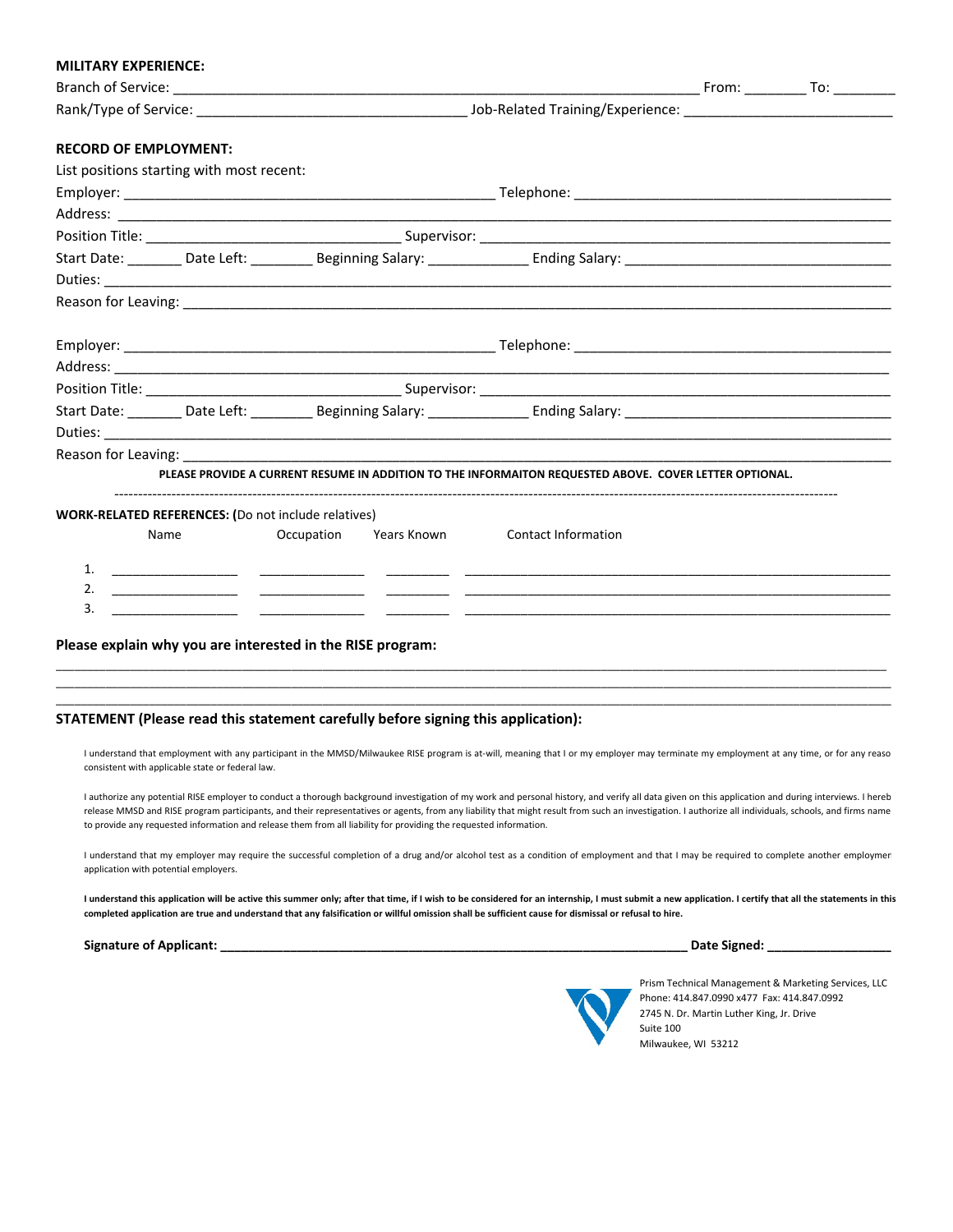**MILITARY EXPERIENCE:**

Branch of Service: ______________________________________________ From: ________ To: ________

Rank/Type of Service: ______________________________ Job-Related Training/Experience: ______________________

**RECORD OF EMPLOYMENT:**

List positions starting with most recent:

Employer: ________________________________________ Telephone: ____________________________________

Address: ________________________________________________________________________________

Position Title: ____________________________ Supervisor: ____________________________________________

Start Date: _______ Date Left: ________ Beginning Salary: _____________ Ending Salary: ______________________

Duties: ________________________________________________________________________________

Reason for Leaving: _______________________________________________________________________

Employer: ________________________________________ Telephone: ____________________________________

Address: ________________________________________________________________________________

Position Title: ____________________________ Supervisor: ____________________________________________

Start Date: _______ Date Left: ________ Beginning Salary: _____________ Ending Salary: ______________________

Duties: ________________________________________________________________________________

Reason for Leaving: _______________________________________________________________________

**PLEASE PROVIDE A CURRENT RESUME IN ADDITION TO THE INFORMAITON REQUESTED ABOVE. COVER LETTER OPTIONAL.**

---

**WORK-RELATED REFERENCES: (**Do not include relatives)

| | Name | Occupation | Years Known | Contact Information |
|---|---|---|---|---|
| 1. | ________________ | ______________ | ________ | ____________________________________ |
| 2. | ________________ | ______________ | ________ | ____________________________________ |
| 3. | ________________ | ______________ | ________ | ____________________________________ |

**Please explain why you are interested in the RISE program:**

________________________________________________________________________________

________________________________________________________________________________

________________________________________________________________________________

**STATEMENT (Please read this statement carefully before signing this application):**

I understand that employment with any participant in the MMSD/Milwaukee RISE program is at-will, meaning that I or my employer may terminate my employment at any time, or for any reaso consistent with applicable state or federal law.

I authorize any potential RISE employer to conduct a thorough background investigation of my work and personal history, and verify all data given on this application and during interviews. I hereb release MMSD and RISE program participants, and their representatives or agents, from any liability that might result from such an investigation. I authorize all individuals, schools, and firms name to provide any requested information and release them from all liability for providing the requested information.

I understand that my employer may require the successful completion of a drug and/or alcohol test as a condition of employment and that I may be required to complete another employmer application with potential employers.

**I understand this application will be active this summer only; after that time, if I wish to be considered for an internship, I must submit a new application. I certify that all the statements in this completed application are true and understand that any falsification or willful omission shall be sufficient cause for dismissal or refusal to hire.**

**Signature of Applicant: ______________________________________________ Date Signed: _________________**

Prism Technical Management & Marketing Services, LLC
Phone: 414.847.0990 x477 Fax: 414.847.0992
2745 N. Dr. Martin Luther King, Jr. Drive
Suite 100
Milwaukee, WI 53212